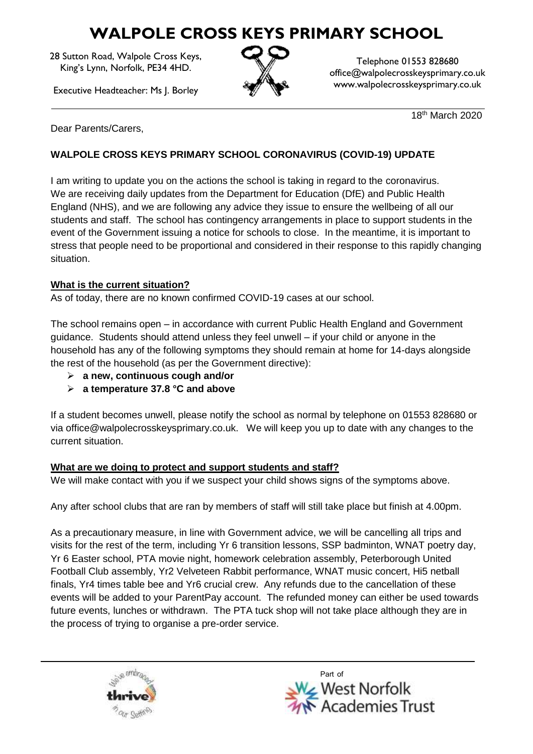# WALPOLE CROSS KEYS PRIMARY SCHOOL

28 Sutton Road, Walpole Cross Keys,
King's Lynn, Norfolk, PE34 4HD.

Executive Headteacher: Ms J. Borley

Telephone 01553 828680
office@walpolecrosskeysprimary.co.uk
www.walpolecrosskeysprimary.co.uk

18th March 2020

Dear Parents/Carers,

**WALPOLE CROSS KEYS PRIMARY SCHOOL CORONAVIRUS (COVID-19) UPDATE**

I am writing to update you on the actions the school is taking in regard to the coronavirus. We are receiving daily updates from the Department for Education (DfE) and Public Health England (NHS), and we are following any advice they issue to ensure the wellbeing of all our students and staff. The school has contingency arrangements in place to support students in the event of the Government issuing a notice for schools to close. In the meantime, it is important to stress that people need to be proportional and considered in their response to this rapidly changing situation.

**What is the current situation?**

As of today, there are no known confirmed COVID-19 cases at our school.

The school remains open – in accordance with current Public Health England and Government guidance. Students should attend unless they feel unwell – if your child or anyone in the household has any of the following symptoms they should remain at home for 14-days alongside the rest of the household (as per the Government directive):

- **a new, continuous cough and/or**
- **a temperature 37.8 °C and above**

If a student becomes unwell, please notify the school as normal by telephone on 01553 828680 or via office@walpolecrosskeysprimary.co.uk. We will keep you up to date with any changes to the current situation.

**What are we doing to protect and support students and staff?**

We will make contact with you if we suspect your child shows signs of the symptoms above.

Any after school clubs that are ran by members of staff will still take place but finish at 4.00pm.

As a precautionary measure, in line with Government advice, we will be cancelling all trips and visits for the rest of the term, including Yr 6 transition lessons, SSP badminton, WNAT poetry day, Yr 6 Easter school, PTA movie night, homework celebration assembly, Peterborough United Football Club assembly, Yr2 Velveteen Rabbit performance, WNAT music concert, Hi5 netball finals, Yr4 times table bee and Yr6 crucial crew. Any refunds due to the cancellation of these events will be added to your ParentPay account. The refunded money can either be used towards future events, lunches or withdrawn. The PTA tuck shop will not take place although they are in the process of trying to organise a pre-order service.

Part of West Norfolk Academies Trust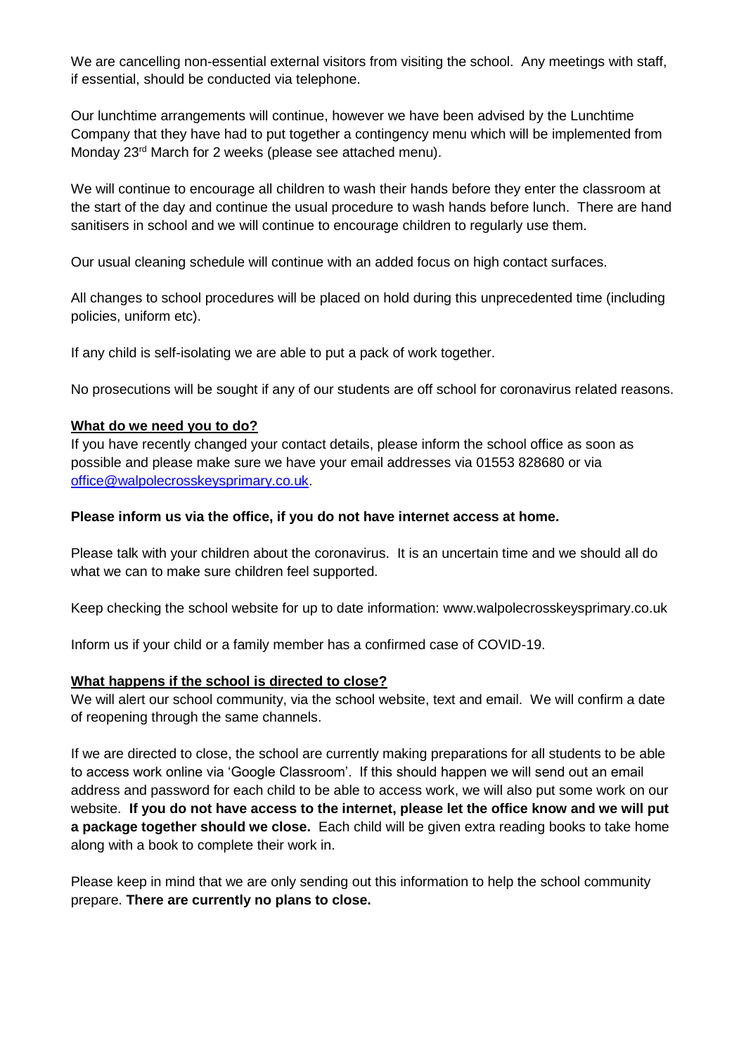We are cancelling non-essential external visitors from visiting the school. Any meetings with staff, if essential, should be conducted via telephone.

Our lunchtime arrangements will continue, however we have been advised by the Lunchtime Company that they have had to put together a contingency menu which will be implemented from Monday 23rd March for 2 weeks (please see attached menu).

We will continue to encourage all children to wash their hands before they enter the classroom at the start of the day and continue the usual procedure to wash hands before lunch. There are hand sanitisers in school and we will continue to encourage children to regularly use them.

Our usual cleaning schedule will continue with an added focus on high contact surfaces.

All changes to school procedures will be placed on hold during this unprecedented time (including policies, uniform etc).

If any child is self-isolating we are able to put a pack of work together.

No prosecutions will be sought if any of our students are off school for coronavirus related reasons.

**What do we need you to do?**

If you have recently changed your contact details, please inform the school office as soon as possible and please make sure we have your email addresses via 01553 828680 or via office@walpolecrosskeysprimary.co.uk.

**Please inform us via the office, if you do not have internet access at home.**

Please talk with your children about the coronavirus. It is an uncertain time and we should all do what we can to make sure children feel supported.

Keep checking the school website for up to date information: www.walpolecrosskeysprimary.co.uk

Inform us if your child or a family member has a confirmed case of COVID-19.

**What happens if the school is directed to close?**

We will alert our school community, via the school website, text and email. We will confirm a date of reopening through the same channels.

If we are directed to close, the school are currently making preparations for all students to be able to access work online via 'Google Classroom'. If this should happen we will send out an email address and password for each child to be able to access work, we will also put some work on our website. **If you do not have access to the internet, please let the office know and we will put a package together should we close.** Each child will be given extra reading books to take home along with a book to complete their work in.

Please keep in mind that we are only sending out this information to help the school community prepare. **There are currently no plans to close.**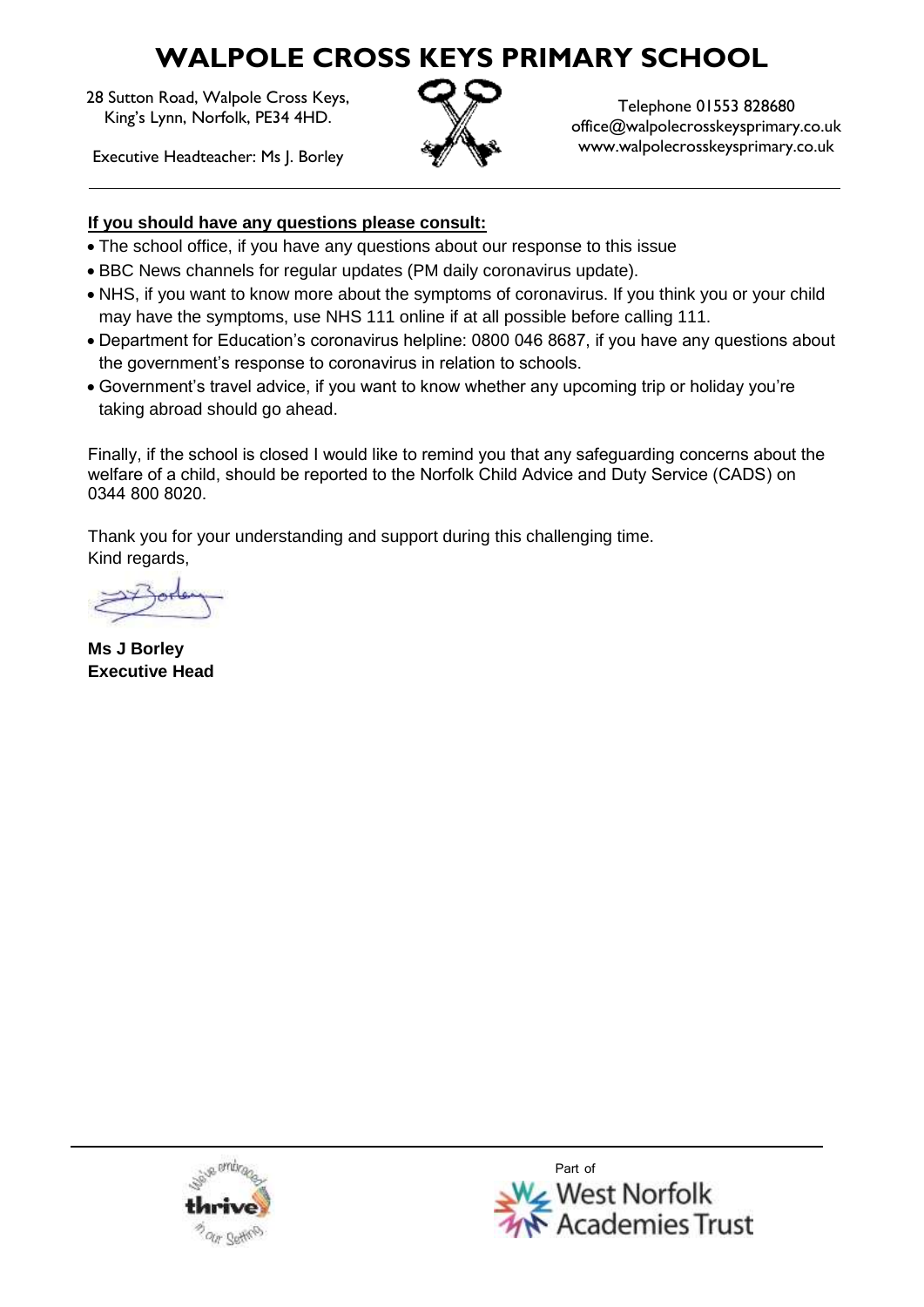# WALPOLE CROSS KEYS PRIMARY SCHOOL

28 Sutton Road, Walpole Cross Keys, King's Lynn, Norfolk, PE34 4HD.

Executive Headteacher: Ms J. Borley

Telephone 01553 828680
office@walpolecrosskeysprimary.co.uk
www.walpolecrosskeysprimary.co.uk

**If you should have any questions please consult:**

- The school office, if you have any questions about our response to this issue
- BBC News channels for regular updates (PM daily coronavirus update).
- NHS, if you want to know more about the symptoms of coronavirus. If you think you or your child may have the symptoms, use NHS 111 online if at all possible before calling 111.
- Department for Education's coronavirus helpline: 0800 046 8687, if you have any questions about the government's response to coronavirus in relation to schools.
- Government's travel advice, if you want to know whether any upcoming trip or holiday you're taking abroad should go ahead.

Finally, if the school is closed I would like to remind you that any safeguarding concerns about the welfare of a child, should be reported to the Norfolk Child Advice and Duty Service (CADS) on 0344 800 8020.

Thank you for your understanding and support during this challenging time.
Kind regards,

**Ms J Borley**
**Executive Head**

We've embraced thrive in our Setting

Part of West Norfolk Academies Trust